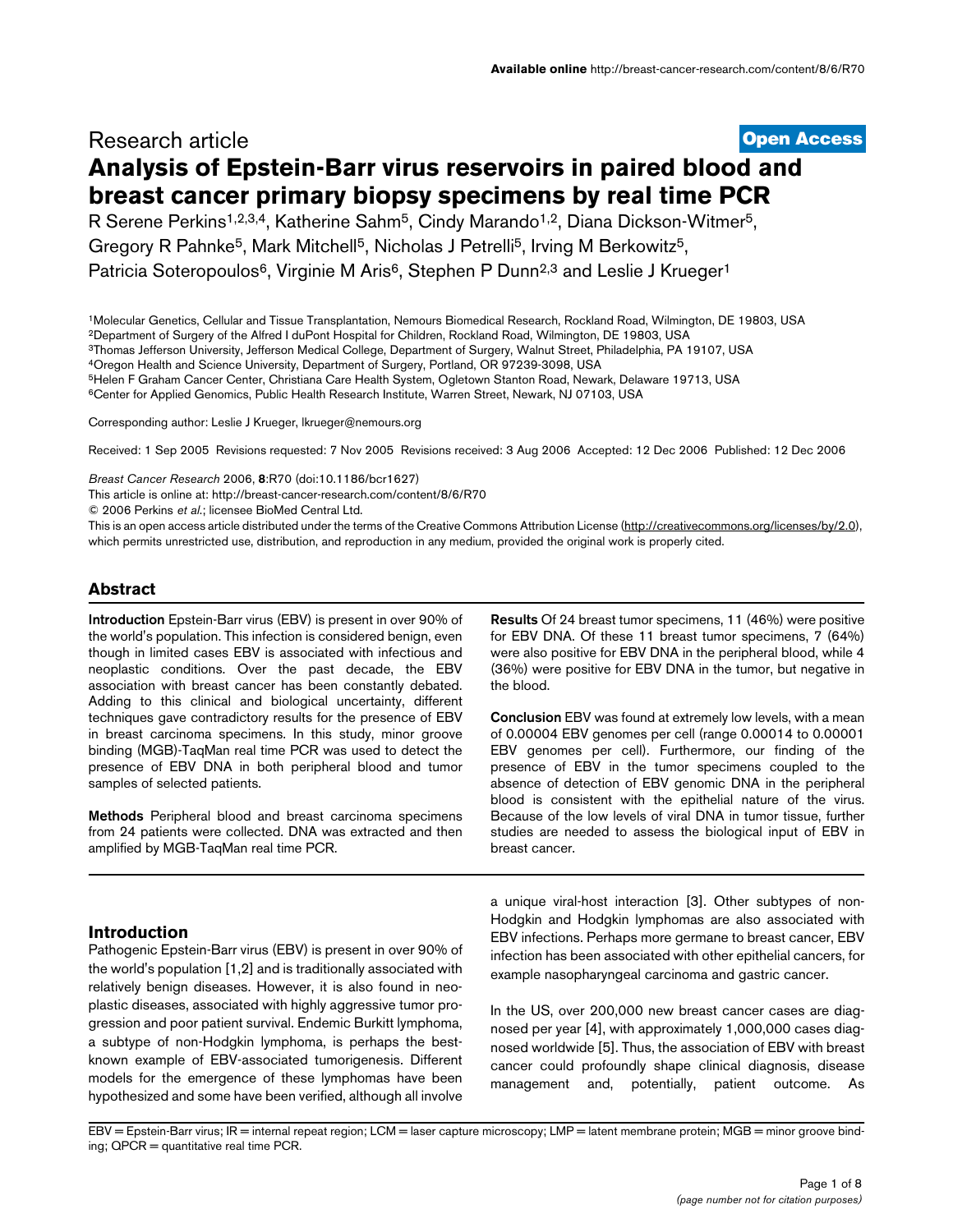Research article

**Open Access**

# Analysis of Epstein-Barr virus reservoirs in paired blood and breast cancer primary biopsy specimens by real time PCR

R Serene Perkins[1,2,3,4], Katherine Sahm[5], Cindy Marando[1,2], Diana Dickson-Witmer[5], Gregory R Pahnke[5], Mark Mitchell[5], Nicholas J Petrelli[5], Irving M Berkowitz[5], Patricia Soteropoulos[6], Virginie M Aris[6], Stephen P Dunn[2,3] and Leslie J Krueger[1]

[1]Molecular Genetics, Cellular and Tissue Transplantation, Nemours Biomedical Research, Rockland Road, Wilmington, DE 19803, USA
[2]Department of Surgery of the Alfred I duPont Hospital for Children, Rockland Road, Wilmington, DE 19803, USA
[3]Thomas Jefferson University, Jefferson Medical College, Department of Surgery, Walnut Street, Philadelphia, PA 19107, USA
[4]Oregon Health and Science University, Department of Surgery, Portland, OR 97239-3098, USA
[5]Helen F Graham Cancer Center, Christiana Care Health System, Ogletown Stanton Road, Newark, Delaware 19713, USA
[6]Center for Applied Genomics, Public Health Research Institute, Warren Street, Newark, NJ 07103, USA

Corresponding author: Leslie J Krueger, lkrueger@nemours.org

Received: 1 Sep 2005 Revisions requested: 7 Nov 2005 Revisions received: 3 Aug 2006 Accepted: 12 Dec 2006 Published: 12 Dec 2006

*Breast Cancer Research* 2006, **8**:R70 (doi:10.1186/bcr1627)
This article is online at: http://breast-cancer-research.com/content/8/6/R70
© 2006 Perkins *et al.*; licensee BioMed Central Ltd.
This is an open access article distributed under the terms of the Creative Commons Attribution License (http://creativecommons.org/licenses/by/2.0), which permits unrestricted use, distribution, and reproduction in any medium, provided the original work is properly cited.

## Abstract

**Introduction** Epstein-Barr virus (EBV) is present in over 90% of the world's population. This infection is considered benign, even though in limited cases EBV is associated with infectious and neoplastic conditions. Over the past decade, the EBV association with breast cancer has been constantly debated. Adding to this clinical and biological uncertainty, different techniques gave contradictory results for the presence of EBV in breast carcinoma specimens. In this study, minor groove binding (MGB)-TaqMan real time PCR was used to detect the presence of EBV DNA in both peripheral blood and tumor samples of selected patients.

**Methods** Peripheral blood and breast carcinoma specimens from 24 patients were collected. DNA was extracted and then amplified by MGB-TaqMan real time PCR.

**Results** Of 24 breast tumor specimens, 11 (46%) were positive for EBV DNA. Of these 11 breast tumor specimens, 7 (64%) were also positive for EBV DNA in the peripheral blood, while 4 (36%) were positive for EBV DNA in the tumor, but negative in the blood.

**Conclusion** EBV was found at extremely low levels, with a mean of 0.00004 EBV genomes per cell (range 0.00014 to 0.00001 EBV genomes per cell). Furthermore, our finding of the presence of EBV in the tumor specimens coupled to the absence of detection of EBV genomic DNA in the peripheral blood is consistent with the epithelial nature of the virus. Because of the low levels of viral DNA in tumor tissue, further studies are needed to assess the biological input of EBV in breast cancer.

## Introduction

Pathogenic Epstein-Barr virus (EBV) is present in over 90% of the world's population [1,2] and is traditionally associated with relatively benign diseases. However, it is also found in neoplastic diseases, associated with highly aggressive tumor progression and poor patient survival. Endemic Burkitt lymphoma, a subtype of non-Hodgkin lymphoma, is perhaps the best-known example of EBV-associated tumorigenesis. Different models for the emergence of these lymphomas have been hypothesized and some have been verified, although all involve a unique viral-host interaction [3]. Other subtypes of non-Hodgkin and Hodgkin lymphomas are also associated with EBV infections. Perhaps more germane to breast cancer, EBV infection has been associated with other epithelial cancers, for example nasopharyngeal carcinoma and gastric cancer.

In the US, over 200,000 new breast cancer cases are diagnosed per year [4], with approximately 1,000,000 cases diagnosed worldwide [5]. Thus, the association of EBV with breast cancer could profoundly shape clinical diagnosis, disease management and, potentially, patient outcome. As

EBV = Epstein-Barr virus; IR = internal repeat region; LCM = laser capture microscopy; LMP = latent membrane protein; MGB = minor groove binding; QPCR = quantitative real time PCR.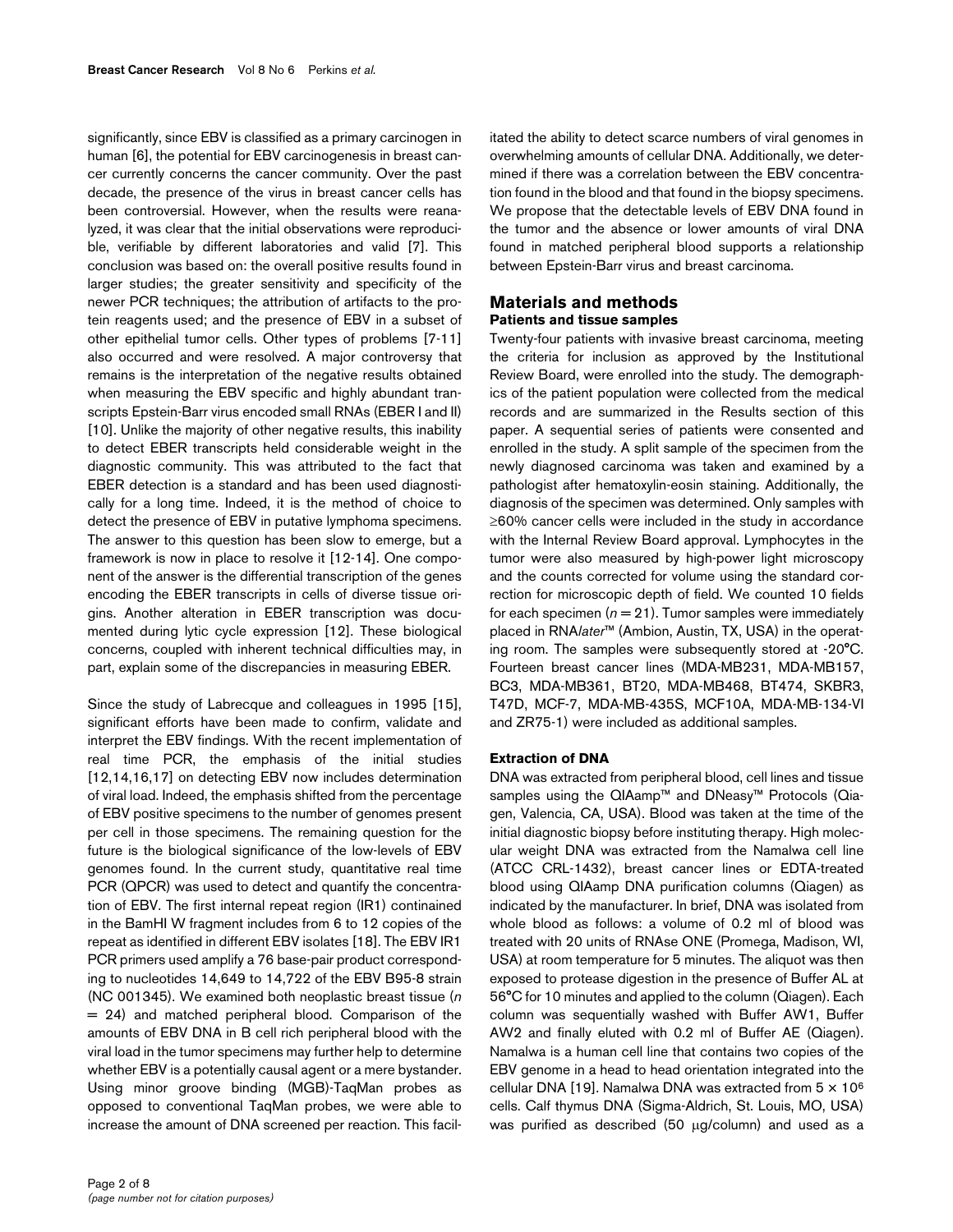significantly, since EBV is classified as a primary carcinogen in human [6], the potential for EBV carcinogenesis in breast cancer currently concerns the cancer community. Over the past decade, the presence of the virus in breast cancer cells has been controversial. However, when the results were reanalyzed, it was clear that the initial observations were reproducible, verifiable by different laboratories and valid [7]. This conclusion was based on: the overall positive results found in larger studies; the greater sensitivity and specificity of the newer PCR techniques; the attribution of artifacts to the protein reagents used; and the presence of EBV in a subset of other epithelial tumor cells. Other types of problems [7-11] also occurred and were resolved. A major controversy that remains is the interpretation of the negative results obtained when measuring the EBV specific and highly abundant transcripts Epstein-Barr virus encoded small RNAs (EBER I and II) [10]. Unlike the majority of other negative results, this inability to detect EBER transcripts held considerable weight in the diagnostic community. This was attributed to the fact that EBER detection is a standard and has been used diagnostically for a long time. Indeed, it is the method of choice to detect the presence of EBV in putative lymphoma specimens. The answer to this question has been slow to emerge, but a framework is now in place to resolve it [12-14]. One component of the answer is the differential transcription of the genes encoding the EBER transcripts in cells of diverse tissue origins. Another alteration in EBER transcription was documented during lytic cycle expression [12]. These biological concerns, coupled with inherent technical difficulties may, in part, explain some of the discrepancies in measuring EBER.

Since the study of Labrecque and colleagues in 1995 [15], significant efforts have been made to confirm, validate and interpret the EBV findings. With the recent implementation of real time PCR, the emphasis of the initial studies [12,14,16,17] on detecting EBV now includes determination of viral load. Indeed, the emphasis shifted from the percentage of EBV positive specimens to the number of genomes present per cell in those specimens. The remaining question for the future is the biological significance of the low-levels of EBV genomes found. In the current study, quantitative real time PCR (QPCR) was used to detect and quantify the concentration of EBV. The first internal repeat region (IR1) continained in the BamHI W fragment includes from 6 to 12 copies of the repeat as identified in different EBV isolates [18]. The EBV IR1 PCR primers used amplify a 76 base-pair product corresponding to nucleotides 14,649 to 14,722 of the EBV B95-8 strain (NC 001345). We examined both neoplastic breast tissue ($n$ = 24) and matched peripheral blood. Comparison of the amounts of EBV DNA in B cell rich peripheral blood with the viral load in the tumor specimens may further help to determine whether EBV is a potentially causal agent or a mere bystander. Using minor groove binding (MGB)-TaqMan probes as opposed to conventional TaqMan probes, we were able to increase the amount of DNA screened per reaction. This facilitated the ability to detect scarce numbers of viral genomes in overwhelming amounts of cellular DNA. Additionally, we determined if there was a correlation between the EBV concentration found in the blood and that found in the biopsy specimens. We propose that the detectable levels of EBV DNA found in the tumor and the absence or lower amounts of viral DNA found in matched peripheral blood supports a relationship between Epstein-Barr virus and breast carcinoma.

## Materials and methods

### Patients and tissue samples

Twenty-four patients with invasive breast carcinoma, meeting the criteria for inclusion as approved by the Institutional Review Board, were enrolled into the study. The demographics of the patient population were collected from the medical records and are summarized in the Results section of this paper. A sequential series of patients were consented and enrolled in the study. A split sample of the specimen from the newly diagnosed carcinoma was taken and examined by a pathologist after hematoxylin-eosin staining. Additionally, the diagnosis of the specimen was determined. Only samples with ≥60% cancer cells were included in the study in accordance with the Internal Review Board approval. Lymphocytes in the tumor were also measured by high-power light microscopy and the counts corrected for volume using the standard correction for microscopic depth of field. We counted 10 fields for each specimen ($n$ = 21). Tumor samples were immediately placed in RNA*later*™ (Ambion, Austin, TX, USA) in the operating room. The samples were subsequently stored at -20°C. Fourteen breast cancer lines (MDA-MB231, MDA-MB157, BC3, MDA-MB361, BT20, MDA-MB468, BT474, SKBR3, T47D, MCF-7, MDA-MB-435S, MCF10A, MDA-MB-134-VI and ZR75-1) were included as additional samples.

### Extraction of DNA

DNA was extracted from peripheral blood, cell lines and tissue samples using the QIAamp™ and DNeasy™ Protocols (Qiagen, Valencia, CA, USA). Blood was taken at the time of the initial diagnostic biopsy before instituting therapy. High molecular weight DNA was extracted from the Namalwa cell line (ATCC CRL-1432), breast cancer lines or EDTA-treated blood using QIAamp DNA purification columns (Qiagen) as indicated by the manufacturer. In brief, DNA was isolated from whole blood as follows: a volume of 0.2 ml of blood was treated with 20 units of RNAse ONE (Promega, Madison, WI, USA) at room temperature for 5 minutes. The aliquot was then exposed to protease digestion in the presence of Buffer AL at 56°C for 10 minutes and applied to the column (Qiagen). Each column was sequentially washed with Buffer AW1, Buffer AW2 and finally eluted with 0.2 ml of Buffer AE (Qiagen). Namalwa is a human cell line that contains two copies of the EBV genome in a head to head orientation integrated into the cellular DNA [19]. Namalwa DNA was extracted from $5 \times 10^6$ cells. Calf thymus DNA (Sigma-Aldrich, St. Louis, MO, USA) was purified as described (50 μg/column) and used as a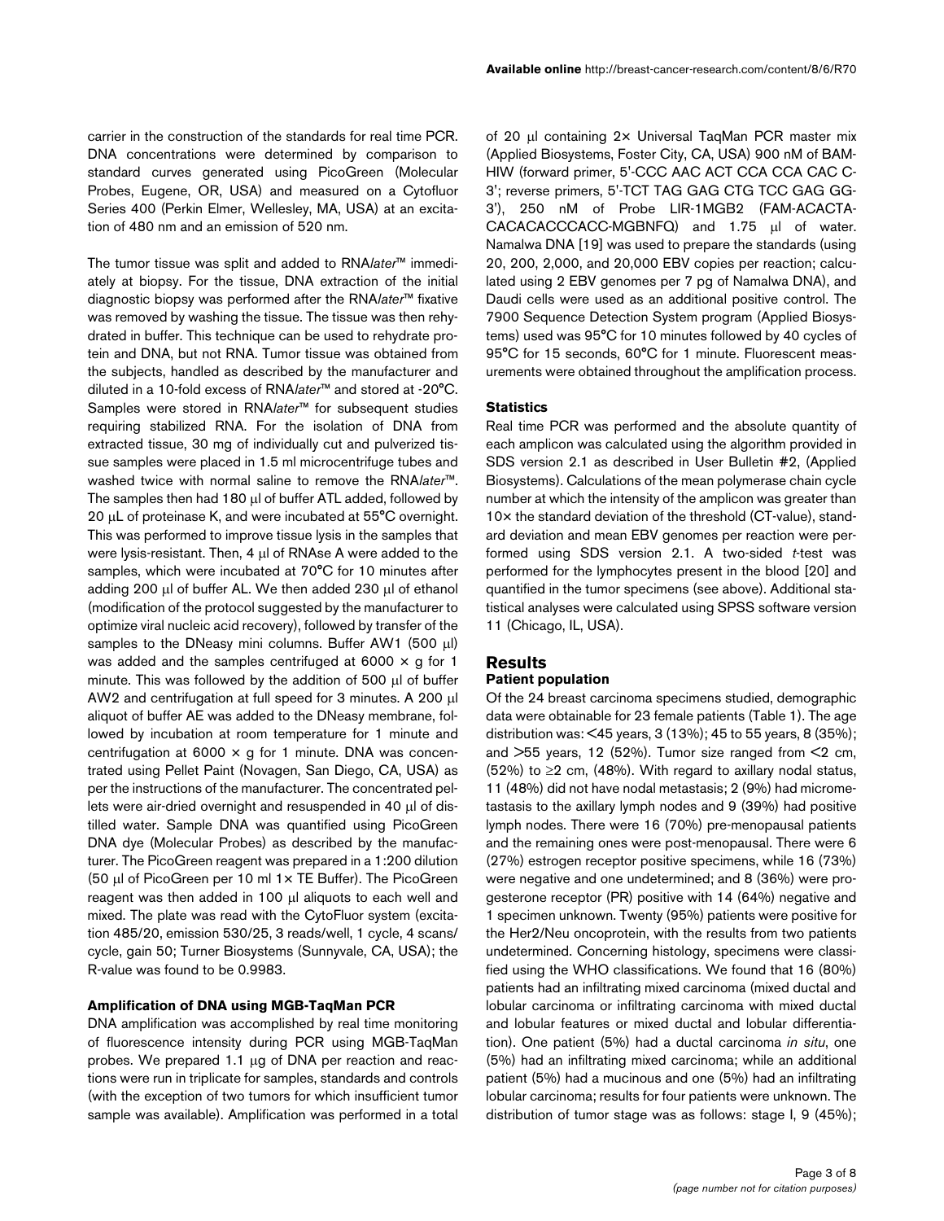carrier in the construction of the standards for real time PCR. DNA concentrations were determined by comparison to standard curves generated using PicoGreen (Molecular Probes, Eugene, OR, USA) and measured on a Cytofluor Series 400 (Perkin Elmer, Wellesley, MA, USA) at an excitation of 480 nm and an emission of 520 nm.

The tumor tissue was split and added to RNA*later*™ immediately at biopsy. For the tissue, DNA extraction of the initial diagnostic biopsy was performed after the RNA*later*™ fixative was removed by washing the tissue. The tissue was then rehydrated in buffer. This technique can be used to rehydrate protein and DNA, but not RNA. Tumor tissue was obtained from the subjects, handled as described by the manufacturer and diluted in a 10-fold excess of RNA*later*™ and stored at -20°C. Samples were stored in RNA*later*™ for subsequent studies requiring stabilized RNA. For the isolation of DNA from extracted tissue, 30 mg of individually cut and pulverized tissue samples were placed in 1.5 ml microcentrifuge tubes and washed twice with normal saline to remove the RNA*later*™. The samples then had 180 μl of buffer ATL added, followed by 20 μL of proteinase K, and were incubated at 55°C overnight. This was performed to improve tissue lysis in the samples that were lysis-resistant. Then, 4 μl of RNAse A were added to the samples, which were incubated at 70°C for 10 minutes after adding 200 μl of buffer AL. We then added 230 μl of ethanol (modification of the protocol suggested by the manufacturer to optimize viral nucleic acid recovery), followed by transfer of the samples to the DNeasy mini columns. Buffer AW1 (500 μl) was added and the samples centrifuged at 6000 × g for 1 minute. This was followed by the addition of 500 μl of buffer AW2 and centrifugation at full speed for 3 minutes. A 200 μl aliquot of buffer AE was added to the DNeasy membrane, followed by incubation at room temperature for 1 minute and centrifugation at 6000 × g for 1 minute. DNA was concentrated using Pellet Paint (Novagen, San Diego, CA, USA) as per the instructions of the manufacturer. The concentrated pellets were air-dried overnight and resuspended in 40 μl of distilled water. Sample DNA was quantified using PicoGreen DNA dye (Molecular Probes) as described by the manufacturer. The PicoGreen reagent was prepared in a 1:200 dilution (50 μl of PicoGreen per 10 ml 1× TE Buffer). The PicoGreen reagent was then added in 100 μl aliquots to each well and mixed. The plate was read with the CytoFluor system (excitation 485/20, emission 530/25, 3 reads/well, 1 cycle, 4 scans/cycle, gain 50; Turner Biosystems (Sunnyvale, CA, USA); the R-value was found to be 0.9983.

### Amplification of DNA using MGB-TaqMan PCR

DNA amplification was accomplished by real time monitoring of fluorescence intensity during PCR using MGB-TaqMan probes. We prepared 1.1 μg of DNA per reaction and reactions were run in triplicate for samples, standards and controls (with the exception of two tumors for which insufficient tumor sample was available). Amplification was performed in a total of 20 μl containing 2× Universal TaqMan PCR master mix (Applied Biosystems, Foster City, CA, USA) 900 nM of BAM-HIW (forward primer, 5'-CCC AAC ACT CCA CCA CAC C-3'; reverse primers, 5'-TCT TAG GAG CTG TCC GAG GG-3'), 250 nM of Probe LIR-1MGB2 (FAM-ACACTA-CACACACCCACC-MGBNFQ) and 1.75 μl of water. Namalwa DNA [19] was used to prepare the standards (using 20, 200, 2,000, and 20,000 EBV copies per reaction; calculated using 2 EBV genomes per 7 pg of Namalwa DNA), and Daudi cells were used as an additional positive control. The 7900 Sequence Detection System program (Applied Biosystems) used was 95°C for 10 minutes followed by 40 cycles of 95°C for 15 seconds, 60°C for 1 minute. Fluorescent measurements were obtained throughout the amplification process.

### Statistics

Real time PCR was performed and the absolute quantity of each amplicon was calculated using the algorithm provided in SDS version 2.1 as described in User Bulletin #2, (Applied Biosystems). Calculations of the mean polymerase chain cycle number at which the intensity of the amplicon was greater than 10× the standard deviation of the threshold (CT-value), standard deviation and mean EBV genomes per reaction were performed using SDS version 2.1. A two-sided *t*-test was performed for the lymphocytes present in the blood [20] and quantified in the tumor specimens (see above). Additional statistical analyses were calculated using SPSS software version 11 (Chicago, IL, USA).

## Results

### Patient population

Of the 24 breast carcinoma specimens studied, demographic data were obtainable for 23 female patients (Table 1). The age distribution was: <45 years, 3 (13%); 45 to 55 years, 8 (35%); and >55 years, 12 (52%). Tumor size ranged from <2 cm, (52%) to ≥2 cm, (48%). With regard to axillary nodal status, 11 (48%) did not have nodal metastasis; 2 (9%) had micrometastasis to the axillary lymph nodes and 9 (39%) had positive lymph nodes. There were 16 (70%) pre-menopausal patients and the remaining ones were post-menopausal. There were 6 (27%) estrogen receptor positive specimens, while 16 (73%) were negative and one undetermined; and 8 (36%) were progesterone receptor (PR) positive with 14 (64%) negative and 1 specimen unknown. Twenty (95%) patients were positive for the Her2/Neu oncoprotein, with the results from two patients undetermined. Concerning histology, specimens were classified using the WHO classifications. We found that 16 (80%) patients had an infiltrating mixed carcinoma (mixed ductal and lobular carcinoma or infiltrating carcinoma with mixed ductal and lobular features or mixed ductal and lobular differentiation). One patient (5%) had a ductal carcinoma *in situ*, one (5%) had an infiltrating mixed carcinoma; while an additional patient (5%) had a mucinous and one (5%) had an infiltrating lobular carcinoma; results for four patients were unknown. The distribution of tumor stage was as follows: stage I, 9 (45%);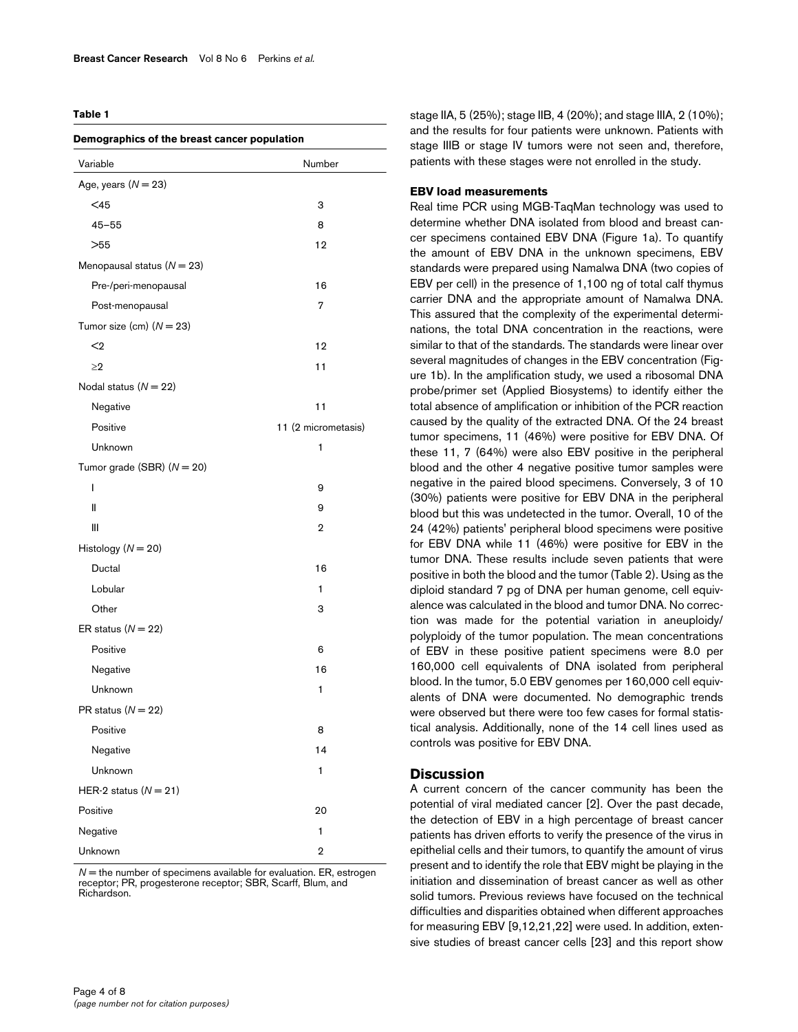**Table 1**

**Demographics of the breast cancer population**

| Variable | Number |
|---|---|
| Age, years ($N = 23$) | |
| <45 | 3 |
| 45–55 | 8 |
| >55 | 12 |
| Menopausal status ($N = 23$) | |
| Pre-/peri-menopausal | 16 |
| Post-menopausal | 7 |
| Tumor size (cm) ($N = 23$) | |
| <2 | 12 |
| ≥2 | 11 |
| Nodal status ($N = 22$) | |
| Negative | 11 |
| Positive | 11 (2 micrometasis) |
| Unknown | 1 |
| Tumor grade (SBR) ($N = 20$) | |
| I | 9 |
| II | 9 |
| III | 2 |
| Histology ($N = 20$) | |
| Ductal | 16 |
| Lobular | 1 |
| Other | 3 |
| ER status ($N = 22$) | |
| Positive | 6 |
| Negative | 16 |
| Unknown | 1 |
| PR status ($N = 22$) | |
| Positive | 8 |
| Negative | 14 |
| Unknown | 1 |
| HER-2 status ($N = 21$) | |
| Positive | 20 |
| Negative | 1 |
| Unknown | 2 |

$N$ = the number of specimens available for evaluation. ER, estrogen receptor; PR, progesterone receptor; SBR, Scarff, Blum, and Richardson.

stage IIA, 5 (25%); stage IIB, 4 (20%); and stage IIIA, 2 (10%); and the results for four patients were unknown. Patients with stage IIIB or stage IV tumors were not seen and, therefore, patients with these stages were not enrolled in the study.

### EBV load measurements

Real time PCR using MGB-TaqMan technology was used to determine whether DNA isolated from blood and breast cancer specimens contained EBV DNA (Figure 1a). To quantify the amount of EBV DNA in the unknown specimens, EBV standards were prepared using Namalwa DNA (two copies of EBV per cell) in the presence of 1,100 ng of total calf thymus carrier DNA and the appropriate amount of Namalwa DNA. This assured that the complexity of the experimental determinations, the total DNA concentration in the reactions, were similar to that of the standards. The standards were linear over several magnitudes of changes in the EBV concentration (Figure 1b). In the amplification study, we used a ribosomal DNA probe/primer set (Applied Biosystems) to identify either the total absence of amplification or inhibition of the PCR reaction caused by the quality of the extracted DNA. Of the 24 breast tumor specimens, 11 (46%) were positive for EBV DNA. Of these 11, 7 (64%) were also EBV positive in the peripheral blood and the other 4 negative positive tumor samples were negative in the paired blood specimens. Conversely, 3 of 10 (30%) patients were positive for EBV DNA in the peripheral blood but this was undetected in the tumor. Overall, 10 of the 24 (42%) patients' peripheral blood specimens were positive for EBV DNA while 11 (46%) were positive for EBV in the tumor DNA. These results include seven patients that were positive in both the blood and the tumor (Table 2). Using as the diploid standard 7 pg of DNA per human genome, cell equivalence was calculated in the blood and tumor DNA. No correction was made for the potential variation in aneuploidy/polyploidy of the tumor population. The mean concentrations of EBV in these positive patient specimens were 8.0 per 160,000 cell equivalents of DNA isolated from peripheral blood. In the tumor, 5.0 EBV genomes per 160,000 cell equivalents of DNA were documented. No demographic trends were observed but there were too few cases for formal statistical analysis. Additionally, none of the 14 cell lines used as controls was positive for EBV DNA.

## Discussion

A current concern of the cancer community has been the potential of viral mediated cancer [2]. Over the past decade, the detection of EBV in a high percentage of breast cancer patients has driven efforts to verify the presence of the virus in epithelial cells and their tumors, to quantify the amount of virus present and to identify the role that EBV might be playing in the initiation and dissemination of breast cancer as well as other solid tumors. Previous reviews have focused on the technical difficulties and disparities obtained when different approaches for measuring EBV [9,12,21,22] were used. In addition, extensive studies of breast cancer cells [23] and this report show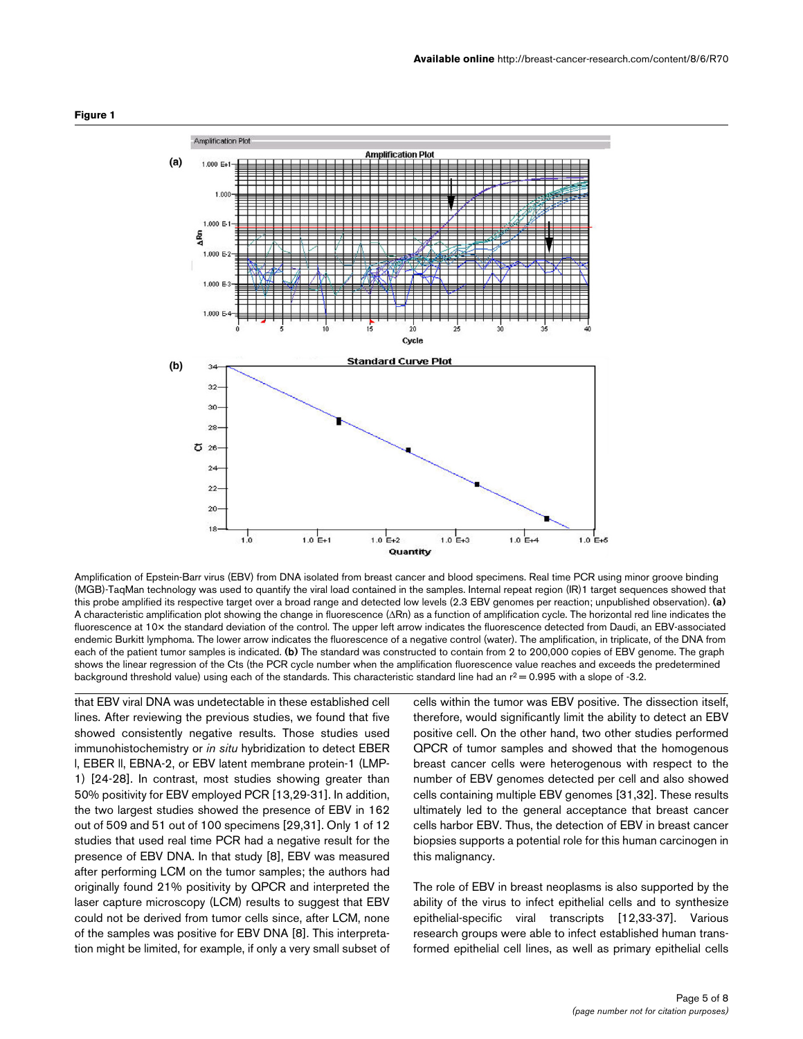**Figure 1**

Amplification of Epstein-Barr virus (EBV) from DNA isolated from breast cancer and blood specimens. Real time PCR using minor groove binding (MGB)-TaqMan technology was used to quantify the viral load contained in the samples. Internal repeat region (IR)1 target sequences showed that this probe amplified its respective target over a broad range and detected low levels (2.3 EBV genomes per reaction; unpublished observation). **(a)** A characteristic amplification plot showing the change in fluorescence (ΔRn) as a function of amplification cycle. The horizontal red line indicates the fluorescence at 10× the standard deviation of the control. The upper left arrow indicates the fluorescence detected from Daudi, an EBV-associated endemic Burkitt lymphoma. The lower arrow indicates the fluorescence of a negative control (water). The amplification, in triplicate, of the DNA from each of the patient tumor samples is indicated. **(b)** The standard was constructed to contain from 2 to 200,000 copies of EBV genome. The graph shows the linear regression of the Cts (the PCR cycle number when the amplification fluorescence value reaches and exceeds the predetermined background threshold value) using each of the standards. This characteristic standard line had an $r^2 = 0.995$ with a slope of -3.2.

that EBV viral DNA was undetectable in these established cell lines. After reviewing the previous studies, we found that five showed consistently negative results. Those studies used immunohistochemistry or *in situ* hybridization to detect EBER I, EBER II, EBNA-2, or EBV latent membrane protein-1 (LMP-1) [24-28]. In contrast, most studies showing greater than 50% positivity for EBV employed PCR [13,29-31]. In addition, the two largest studies showed the presence of EBV in 162 out of 509 and 51 out of 100 specimens [29,31]. Only 1 of 12 studies that used real time PCR had a negative result for the presence of EBV DNA. In that study [8], EBV was measured after performing LCM on the tumor samples; the authors had originally found 21% positivity by QPCR and interpreted the laser capture microscopy (LCM) results to suggest that EBV could not be derived from tumor cells since, after LCM, none of the samples was positive for EBV DNA [8]. This interpretation might be limited, for example, if only a very small subset of cells within the tumor was EBV positive. The dissection itself, therefore, would significantly limit the ability to detect an EBV positive cell. On the other hand, two other studies performed QPCR of tumor samples and showed that the homogenous breast cancer cells were heterogenous with respect to the number of EBV genomes detected per cell and also showed cells containing multiple EBV genomes [31,32]. These results ultimately led to the general acceptance that breast cancer cells harbor EBV. Thus, the detection of EBV in breast cancer biopsies supports a potential role for this human carcinogen in this malignancy.

The role of EBV in breast neoplasms is also supported by the ability of the virus to infect epithelial cells and to synthesize epithelial-specific viral transcripts [12,33-37]. Various research groups were able to infect established human transformed epithelial cell lines, as well as primary epithelial cells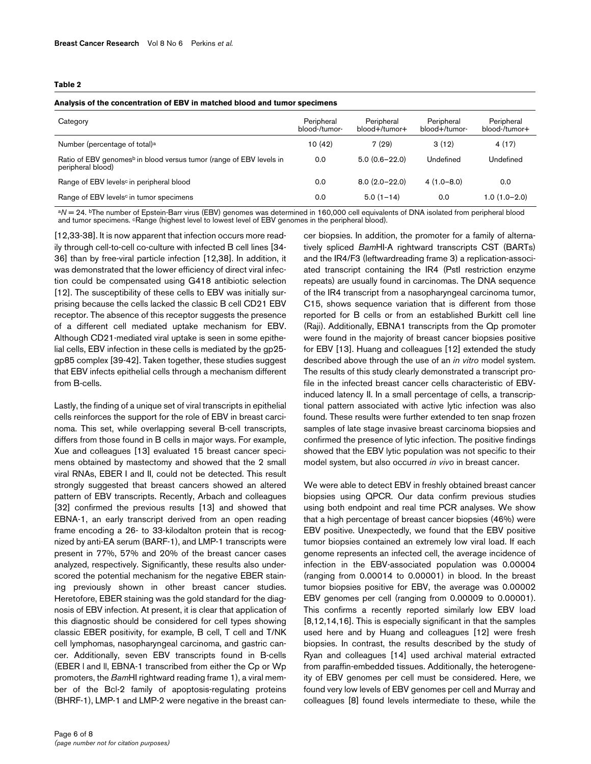**Table 2**

**Analysis of the concentration of EBV in matched blood and tumor specimens**

| Category | Peripheral blood-/tumor- | Peripheral blood+/tumor+ | Peripheral blood+/tumor- | Peripheral blood-/tumor+ |
|---|---|---|---|---|
| Number (percentage of total)[a] | 10 (42) | 7 (29) | 3 (12) | 4 (17) |
| Ratio of EBV genomes[b] in blood versus tumor (range of EBV levels in peripheral blood) | 0.0 | 5.0 (0.6–22.0) | Undefined | Undefined |
| Range of EBV levels[c] in peripheral blood | 0.0 | 8.0 (2.0–22.0) | 4 (1.0–8.0) | 0.0 |
| Range of EBV levels[c] in tumor specimens | 0.0 | 5.0 (1–14) | 0.0 | 1.0 (1.0–2.0) |

[a]$N = 24$. [b]The number of Epstein-Barr virus (EBV) genomes was determined in 160,000 cell equivalents of DNA isolated from peripheral blood and tumor specimens. [c]Range (highest level to lowest level of EBV genomes in the peripheral blood).

[12,33-38]. It is now apparent that infection occurs more readily through cell-to-cell co-culture with infected B cell lines [34-36] than by free-viral particle infection [12,38]. In addition, it was demonstrated that the lower efficiency of direct viral infection could be compensated using G418 antibiotic selection [12]. The susceptibility of these cells to EBV was initially surprising because the cells lacked the classic B cell CD21 EBV receptor. The absence of this receptor suggests the presence of a different cell mediated uptake mechanism for EBV. Although CD21-mediated viral uptake is seen in some epithelial cells, EBV infection in these cells is mediated by the gp25-gp85 complex [39-42]. Taken together, these studies suggest that EBV infects epithelial cells through a mechanism different from B-cells.

Lastly, the finding of a unique set of viral transcripts in epithelial cells reinforces the support for the role of EBV in breast carcinoma. This set, while overlapping several B-cell transcripts, differs from those found in B cells in major ways. For example, Xue and colleagues [13] evaluated 15 breast cancer specimens obtained by mastectomy and showed that the 2 small viral RNAs, EBER I and II, could not be detected. This result strongly suggested that breast cancers showed an altered pattern of EBV transcripts. Recently, Arbach and colleagues [32] confirmed the previous results [13] and showed that EBNA-1, an early transcript derived from an open reading frame encoding a 26- to 33-kilodalton protein that is recognized by anti-EA serum (BARF-1), and LMP-1 transcripts were present in 77%, 57% and 20% of the breast cancer cases analyzed, respectively. Significantly, these results also underscored the potential mechanism for the negative EBER staining previously shown in other breast cancer studies. Heretofore, EBER staining was the gold standard for the diagnosis of EBV infection. At present, it is clear that application of this diagnostic should be considered for cell types showing classic EBER positivity, for example, B cell, T cell and T/NK cell lymphomas, nasopharyngeal carcinoma, and gastric cancer. Additionally, seven EBV transcripts found in B-cells (EBER I and II, EBNA-1 transcribed from either the Cp or Wp promoters, the *Bam*HI rightward reading frame 1), a viral member of the Bcl-2 family of apoptosis-regulating proteins (BHRF-1), LMP-1 and LMP-2 were negative in the breast cancer biopsies. In addition, the promoter for a family of alternatively spliced *Bam*HI-A rightward transcripts CST (BARTs) and the IR4/F3 (leftwardreading frame 3) a replication-associated transcript containing the IR4 (PstI restriction enzyme repeats) are usually found in carcinomas. The DNA sequence of the IR4 transcript from a nasopharyngeal carcinoma tumor, C15, shows sequence variation that is different from those reported for B cells or from an established Burkitt cell line (Raji). Additionally, EBNA1 transcripts from the Qp promoter were found in the majority of breast cancer biopsies positive for EBV [13]. Huang and colleagues [12] extended the study described above through the use of an *in vitro* model system. The results of this study clearly demonstrated a transcript profile in the infected breast cancer cells characteristic of EBV-induced latency II. In a small percentage of cells, a transcriptional pattern associated with active lytic infection was also found. These results were further extended to ten snap frozen samples of late stage invasive breast carcinoma biopsies and confirmed the presence of lytic infection. The positive findings showed that the EBV lytic population was not specific to their model system, but also occurred *in vivo* in breast cancer.

We were able to detect EBV in freshly obtained breast cancer biopsies using QPCR. Our data confirm previous studies using both endpoint and real time PCR analyses. We show that a high percentage of breast cancer biopsies (46%) were EBV positive. Unexpectedly, we found that the EBV positive tumor biopsies contained an extremely low viral load. If each genome represents an infected cell, the average incidence of infection in the EBV-associated population was 0.00004 (ranging from 0.00014 to 0.00001) in blood. In the breast tumor biopsies positive for EBV, the average was 0.00002 EBV genomes per cell (ranging from 0.00009 to 0.00001). This confirms a recently reported similarly low EBV load [8,12,14,16]. This is especially significant in that the samples used here and by Huang and colleagues [12] were fresh biopsies. In contrast, the results described by the study of Ryan and colleagues [14] used archival material extracted from paraffin-embedded tissues. Additionally, the heterogeneity of EBV genomes per cell must be considered. Here, we found very low levels of EBV genomes per cell and Murray and colleagues [8] found levels intermediate to these, while the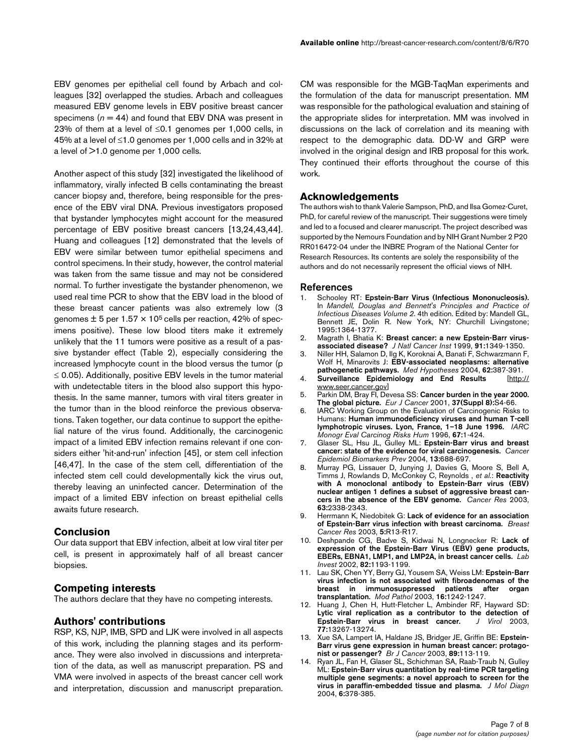EBV genomes per epithelial cell found by Arbach and colleagues [32] overlapped the studies. Arbach and colleagues measured EBV genome levels in EBV positive breast cancer specimens ($n = 44$) and found that EBV DNA was present in 23% of them at a level of ≤0.1 genomes per 1,000 cells, in 45% at a level of ≤1.0 genomes per 1,000 cells and in 32% at a level of >1.0 genome per 1,000 cells.

Another aspect of this study [32] investigated the likelihood of inflammatory, virally infected B cells contaminating the breast cancer biopsy and, therefore, being responsible for the presence of the EBV viral DNA. Previous investigators proposed that bystander lymphocytes might account for the measured percentage of EBV positive breast cancers [13,24,43,44]. Huang and colleagues [12] demonstrated that the levels of EBV were similar between tumor epithelial specimens and control specimens. In their study, however, the control material was taken from the same tissue and may not be considered normal. To further investigate the bystander phenomenon, we used real time PCR to show that the EBV load in the blood of these breast cancer patients was also extremely low (3 genomes ± 5 per $1.57 \times 10^5$ cells per reaction, 42% of specimens positive). These low blood titers make it extremely unlikely that the 11 tumors were positive as a result of a passive bystander effect (Table 2), especially considering the increased lymphocyte count in the blood versus the tumor ($p \leq 0.05$). Additionally, positive EBV levels in the tumor material with undetectable titers in the blood also support this hypothesis. In the same manner, tumors with viral titers greater in the tumor than in the blood reinforce the previous observations. Taken together, our data continue to support the epithelial nature of the virus found. Additionally, the carcinogenic impact of a limited EBV infection remains relevant if one considers either 'hit-and-run' infection [45], or stem cell infection [46,47]. In the case of the stem cell, differentiation of the infected stem cell could developmentally kick the virus out, thereby leaving an uninfected cancer. Determination of the impact of a limited EBV infection on breast epithelial cells awaits future research.

## Conclusion

Our data support that EBV infection, albeit at low viral titer per cell, is present in approximately half of all breast cancer biopsies.

## Competing interests

The authors declare that they have no competing interests.

## Authors' contributions

RSP, KS, NJP, IMB, SPD and LJK were involved in all aspects of this work, including the planning stages and its performance. They were also involved in discussions and interpretation of the data, as well as manuscript preparation. PS and VMA were involved in aspects of the breast cancer cell work and interpretation, discussion and manuscript preparation. CM was responsible for the MGB-TaqMan experiments and the formulation of the data for manuscript presentation. MM was responsible for the pathological evaluation and staining of the appropriate slides for interpretation. MM was involved in discussions on the lack of correlation and its meaning with respect to the demographic data. DD-W and GRP were involved in the original design and IRB proposal for this work. They continued their efforts throughout the course of this work.

## Acknowledgements

The authors wish to thank Valerie Sampson, PhD, and Ilsa Gomez-Curet, PhD, for careful review of the manuscript. Their suggestions were timely and led to a focused and clearer manuscript. The project described was supported by the Nemours Foundation and by NIH Grant Number 2 P20 RR016472-04 under the INBRE Program of the National Center for Research Resources. Its contents are solely the responsibility of the authors and do not necessarily represent the official views of NIH.

## References

1. Schooley RT: **Epstein-Barr Virus (Infectious Mononucleosis).** In *Mandell, Douglas and Bennett's Principles and Practice of Infectious Diseases Volume 2*. 4th edition. Edited by: Mandell GL, Bennett JE, Dolin R. New York, NY: Churchill Livingstone; 1995:1364-1377.
2. Magrath I, Bhatia K: **Breast cancer: a new Epstein-Barr virus-associated disease?** *J Natl Cancer Inst* 1999, **91:**1349-1350.
3. Niller HH, Salamon D, Ilg K, Koroknai A, Banati F, Schwarzmann F, Wolf H, Minarovits J: **EBV-associated neoplasms: alternative pathogenetic pathways.** *Med Hypotheses* 2004, **62:**387-391.
4. **Surveillance Epidemiology and End Results** [http://www.seer.cancer.gov]
5. Parkin DM, Bray FI, Devesa SS: **Cancer burden in the year 2000. The global picture.** *Eur J Cancer* 2001, **37(Suppl 8):**S4-66.
6. IARC Working Group on the Evaluation of Carcinogenic Risks to Humans: **Human immunodeficiency viruses and human T-cell lymphotropic viruses. Lyon, France, 1–18 June 1996.** *IARC Monogr Eval Carcinog Risks Hum* 1996, **67:**1-424.
7. Glaser SL, Hsu JL, Gulley ML: **Epstein-Barr virus and breast cancer: state of the evidence for viral carcinogenesis.** *Cancer Epidemiol Biomarkers Prev* 2004, **13:**688-697.
8. Murray PG, Lissauer D, Junying J, Davies G, Moore S, Bell A, Timms J, Rowlands D, McConkey C, Reynolds , *et al.*: **Reactivity with A monoclonal antibody to Epstein-Barr virus (EBV) nuclear antigen 1 defines a subset of aggressive breast cancers in the absence of the EBV genome.** *Cancer Res* 2003, **63:**2338-2343.
9. Herrmann K, Niedobitek G: **Lack of evidence for an association of Epstein-Barr virus infection with breast carcinoma.** *Breast Cancer Res* 2003, **5:**R13-R17.
10. Deshpande CG, Badve S, Kidwai N, Longnecker R: **Lack of expression of the Epstein-Barr Virus (EBV) gene products, EBERs, EBNA1, LMP1, and LMP2A, in breast cancer cells.** *Lab Invest* 2002, **82:**1193-1199.
11. Lau SK, Chen YY, Berry GJ, Yousem SA, Weiss LM: **Epstein-Barr virus infection is not associated with fibroadenomas of the breast in immunosuppressed patients after organ transplantation.** *Mod Pathol* 2003, **16:**1242-1247.
12. Huang J, Chen H, Hutt-Fletcher L, Ambinder RF, Hayward SD: **Lytic viral replication as a contributor to the detection of Epstein-Barr virus in breast cancer.** *J Virol* 2003, **77:**13267-13274.
13. Xue SA, Lampert IA, Haldane JS, Bridger JE, Griffin BE: **Epstein-Barr virus gene expression in human breast cancer: protagonist or passenger?** *Br J Cancer* 2003, **89:**113-119.
14. Ryan JL, Fan H, Glaser SL, Schichman SA, Raab-Traub N, Gulley ML: **Epstein-Barr virus quantitation by real-time PCR targeting multiple gene segments: a novel approach to screen for the virus in paraffin-embedded tissue and plasma.** *J Mol Diagn* 2004, **6:**378-385.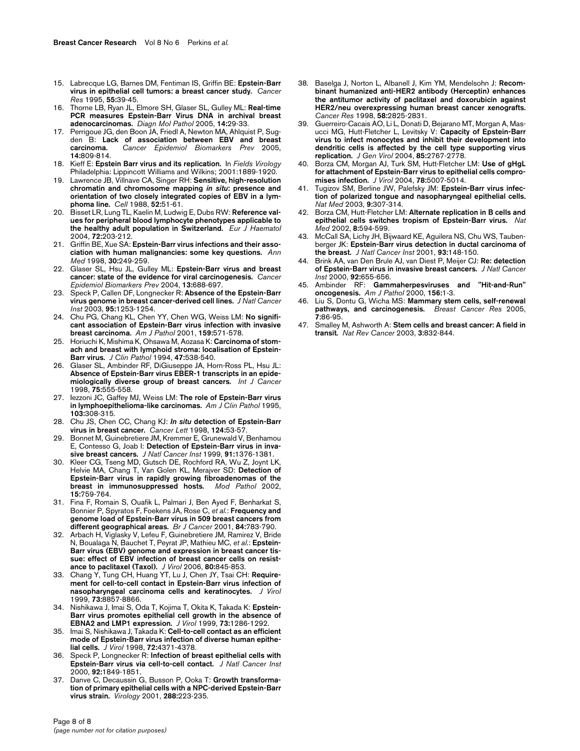15. Labrecque LG, Barnes DM, Fentiman IS, Griffin BE: **Epstein-Barr virus in epithelial cell tumors: a breast cancer study.** *Cancer Res* 1995, **55:**39-45.
16. Thorne LB, Ryan JL, Elmore SH, Glaser SL, Gulley ML: **Real-time PCR measures Epstein-Barr Virus DNA in archival breast adenocarcinomas.** *Diagn Mol Pathol* 2005, **14:**29-33.
17. Perrigoue JG, den Boon JA, Friedl A, Newton MA, Ahlquist P, Sugden B: **Lack of association between EBV and breast carcinoma.** *Cancer Epidemiol Biomarkers Prev* 2005, **14:**809-814.
18. Kieff E: **Epstein Barr virus and its replication.** In *Fields Virology* Philadelphia: Lippincott Williams and Wilkins; 2001:1889-1920.
19. Lawrence JB, Villnave CA, Singer RH: **Sensitive, high-resolution chromatin and chromosome mapping *in situ*: presence and orientation of two closely integrated copies of EBV in a lymphoma line.** *Cell* 1988, **52:**51-61.
20. Bisset LR, Lung TL, Kaelin M, Ludwig E, Dubs RW: **Reference values for peripheral blood lymphocyte phenotypes applicable to the healthy adult population in Switzerland.** *Eur J Haematol* 2004, **72:**203-212.
21. Griffin BE, Xue SA: **Epstein-Barr virus infections and their association with human malignancies: some key questions.** *Ann Med* 1998, **30:**249-259.
22. Glaser SL, Hsu JL, Gulley ML: **Epstein-Barr virus and breast cancer: state of the evidence for viral carcinogenesis.** *Cancer Epidemiol Biomarkers Prev* 2004, **13:**688-697.
23. Speck P, Callen DF, Longnecker R: **Absence of the Epstein-Barr virus genome in breast cancer-derived cell lines.** *J Natl Cancer Inst* 2003, **95:**1253-1254.
24. Chu PG, Chang KL, Chen YY, Chen WG, Weiss LM: **No significant association of Epstein-Barr virus infection with invasive breast carcinoma.** *Am J Pathol* 2001, **159:**571-578.
25. Horiuchi K, Mishima K, Ohsawa M, Aozasa K: **Carcinoma of stomach and breast with lymphoid stroma: localisation of Epstein-Barr virus.** *J Clin Pathol* 1994, **47:**538-540.
26. Glaser SL, Ambinder RF, DiGiuseppe JA, Horn-Ross PL, Hsu JL: **Absence of Epstein-Barr virus EBER-1 transcripts in an epidemiologically diverse group of breast cancers.** *Int J Cancer* 1998, **75:**555-558.
27. Iezzoni JC, Gaffey MJ, Weiss LM: **The role of Epstein-Barr virus in lymphoepithelioma-like carcinomas.** *Am J Clin Pathol* 1995, **103:**308-315.
28. Chu JS, Chen CC, Chang KJ: ***In situ* detection of Epstein-Barr virus in breast cancer.** *Cancer Lett* 1998, **124:**53-57.
29. Bonnet M, Guinebretiere JM, Kremmer E, Grunewald V, Benhamou E, Contesso G, Joab I: **Detection of Epstein-Barr virus in invasive breast cancers.** *J Natl Cancer Inst* 1999, **91:**1376-1381.
30. Kleer CG, Tseng MD, Gutsch DE, Rochford RA, Wu Z, Joynt LK, Helvie MA, Chang T, Van Golen KL, Merajver SD: **Detection of Epstein-Barr virus in rapidly growing fibroadenomas of the breast in immunosuppressed hosts.** *Mod Pathol* 2002, **15:**759-764.
31. Fina F, Romain S, Ouafik L, Palmari J, Ben Ayed F, Benharkat S, Bonnier P, Spyratos F, Foekens JA, Rose C, *et al.*: **Frequency and genome load of Epstein-Barr virus in 509 breast cancers from different geographical areas.** *Br J Cancer* 2001, **84:**783-790.
32. Arbach H, Viglasky V, Lefeu F, Guinebretiere JM, Ramirez V, Bride N, Boualaga N, Bauchet T, Peyrat JP, Mathieu MC, *et al.*: **Epstein-Barr virus (EBV) genome and expression in breast cancer tissue: effect of EBV infection of breast cancer cells on resistance to paclitaxel (Taxol).** *J Virol* 2006, **80:**845-853.
33. Chang Y, Tung CH, Huang YT, Lu J, Chen JY, Tsai CH: **Requirement for cell-to-cell contact in Epstein-Barr virus infection of nasopharyngeal carcinoma cells and keratinocytes.** *J Virol* 1999, **73:**8857-8866.
34. Nishikawa J, Imai S, Oda T, Kojima T, Okita K, Takada K: **Epstein-Barr virus promotes epithelial cell growth in the absence of EBNA2 and LMP1 expression.** *J Virol* 1999, **73:**1286-1292.
35. Imai S, Nishikawa J, Takada K: **Cell-to-cell contact as an efficient mode of Epstein-Barr virus infection of diverse human epithelial cells.** *J Virol* 1998, **72:**4371-4378.
36. Speck P, Longnecker R: **Infection of breast epithelial cells with Epstein-Barr virus via cell-to-cell contact.** *J Natl Cancer Inst* 2000, **92:**1849-1851.
37. Danve C, Decaussin G, Busson P, Ooka T: **Growth transformation of primary epithelial cells with a NPC-derived Epstein-Barr virus strain.** *Virology* 2001, **288:**223-235.
38. Baselga J, Norton L, Albanell J, Kim YM, Mendelsohn J: **Recombinant humanized anti-HER2 antibody (Herceptin) enhances the antitumor activity of paclitaxel and doxorubicin against HER2/neu overexpressing human breast cancer xenografts.** *Cancer Res* 1998, **58:**2825-2831.
39. Guerreiro-Cacais AO, Li L, Donati D, Bejarano MT, Morgan A, Masucci MG, Hutt-Fletcher L, Levitsky V: **Capacity of Epstein-Barr virus to infect monocytes and inhibit their development into dendritic cells is affected by the cell type supporting virus replication.** *J Gen Virol* 2004, **85:**2767-2778.
40. Borza CM, Morgan AJ, Turk SM, Hutt-Fletcher LM: **Use of gHgL for attachment of Epstein-Barr virus to epithelial cells compromises infection.** *J Virol* 2004, **78:**5007-5014.
41. Tugizov SM, Berline JW, Palefsky JM: **Epstein-Barr virus infection of polarized tongue and nasopharyngeal epithelial cells.** *Nat Med* 2003, **9:**307-314.
42. Borza CM, Hutt-Fletcher LM: **Alternate replication in B cells and epithelial cells switches tropism of Epstein-Barr virus.** *Nat Med* 2002, **8:**594-599.
43. McCall SA, Lichy JH, Bijwaard KE, Aguilera NS, Chu WS, Taubenberger JK: **Epstein-Barr virus detection in ductal carcinoma of the breast.** *J Natl Cancer Inst* 2001, **93:**148-150.
44. Brink AA, van Den Brule AJ, van Diest P, Meijer CJ: **Re: detection of Epstein-Barr virus in invasive breast cancers.** *J Natl Cancer Inst* 2000, **92:**655-656.
45. Ambinder RF: **Gammaherpesviruses and "Hit-and-Run" oncogenesis.** *Am J Pathol* 2000, **156:**1-3.
46. Liu S, Dontu G, Wicha MS: **Mammary stem cells, self-renewal pathways, and carcinogenesis.** *Breast Cancer Res* 2005, **7:**86-95.
47. Smalley M, Ashworth A: **Stem cells and breast cancer: A field in transit.** *Nat Rev Cancer* 2003, **3:**832-844.